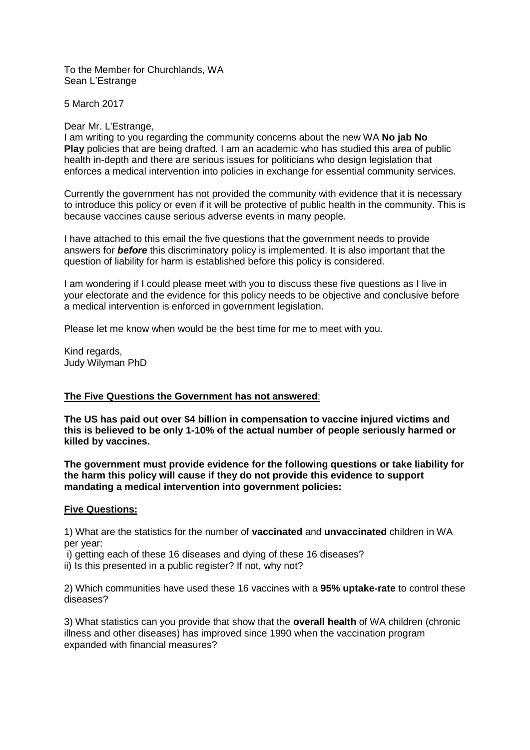To the Member for Churchlands, WA
Sean L'Estrange

5 March 2017

Dear Mr. L'Estrange,
I am writing to you regarding the community concerns about the new WA **No jab No Play** policies that are being drafted. I am an academic who has studied this area of public health in-depth and there are serious issues for politicians who design legislation that enforces a medical intervention into policies in exchange for essential community services.

Currently the government has not provided the community with evidence that it is necessary to introduce this policy or even if it will be protective of public health in the community. This is because vaccines cause serious adverse events in many people.

I have attached to this email the five questions that the government needs to provide answers for ***before*** this discriminatory policy is implemented. It is also important that the question of liability for harm is established before this policy is considered.

I am wondering if I could please meet with you to discuss these five questions as I live in your electorate and the evidence for this policy needs to be objective and conclusive before a medical intervention is enforced in government legislation.

Please let me know when would be the best time for me to meet with you.

Kind regards,
Judy Wilyman PhD

**<u>The Five Questions the Government has not answered</u>**:

**The US has paid out over $4 billion in compensation to vaccine injured victims and this is believed to be only 1-10% of the actual number of people seriously harmed or killed by vaccines.**

**The government must provide evidence for the following questions or take liability for the harm this policy will cause if they do not provide this evidence to support mandating a medical intervention into government policies:**

**<u>Five Questions:</u>**

1) What are the statistics for the number of **vaccinated** and **unvaccinated** children in WA per year:
 i) getting each of these 16 diseases and dying of these 16 diseases?
ii) Is this presented in a public register? If not, why not?

2) Which communities have used these 16 vaccines with a **95% uptake-rate** to control these diseases?

3) What statistics can you provide that show that the **overall health** of WA children (chronic illness and other diseases) has improved since 1990 when the vaccination program expanded with financial measures?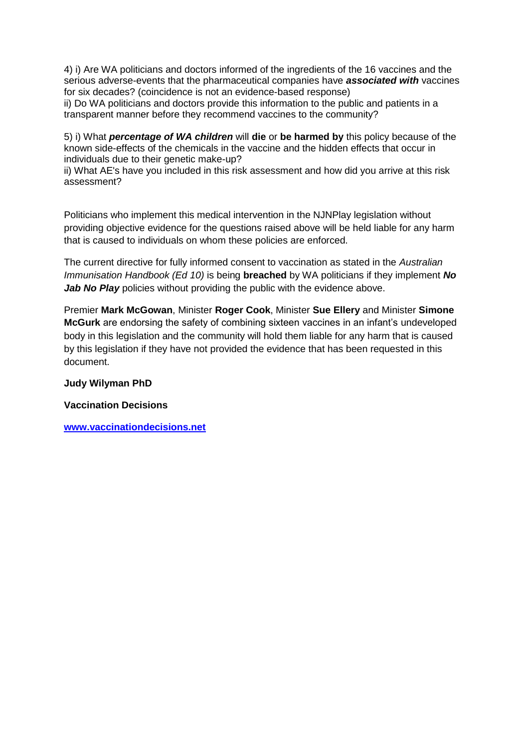4) i) Are WA politicians and doctors informed of the ingredients of the 16 vaccines and the serious adverse-events that the pharmaceutical companies have ***associated with*** vaccines for six decades? (coincidence is not an evidence-based response)

ii) Do WA politicians and doctors provide this information to the public and patients in a transparent manner before they recommend vaccines to the community?

5) i) What ***percentage of WA children*** will **die** or **be harmed by** this policy because of the known side-effects of the chemicals in the vaccine and the hidden effects that occur in individuals due to their genetic make-up?

ii) What AE's have you included in this risk assessment and how did you arrive at this risk assessment?

Politicians who implement this medical intervention in the NJNPlay legislation without providing objective evidence for the questions raised above will be held liable for any harm that is caused to individuals on whom these policies are enforced.

The current directive for fully informed consent to vaccination as stated in the *Australian Immunisation Handbook (Ed 10)* is being **breached** by WA politicians if they implement ***No Jab No Play*** policies without providing the public with the evidence above.

Premier **Mark McGowan**, Minister **Roger Cook**, Minister **Sue Ellery** and Minister **Simone McGurk** are endorsing the safety of combining sixteen vaccines in an infant's undeveloped body in this legislation and the community will hold them liable for any harm that is caused by this legislation if they have not provided the evidence that has been requested in this document.

**Judy Wilyman PhD**

**Vaccination Decisions**

**[www.vaccinationdecisions.net](http://www.vaccinationdecisions.net)**